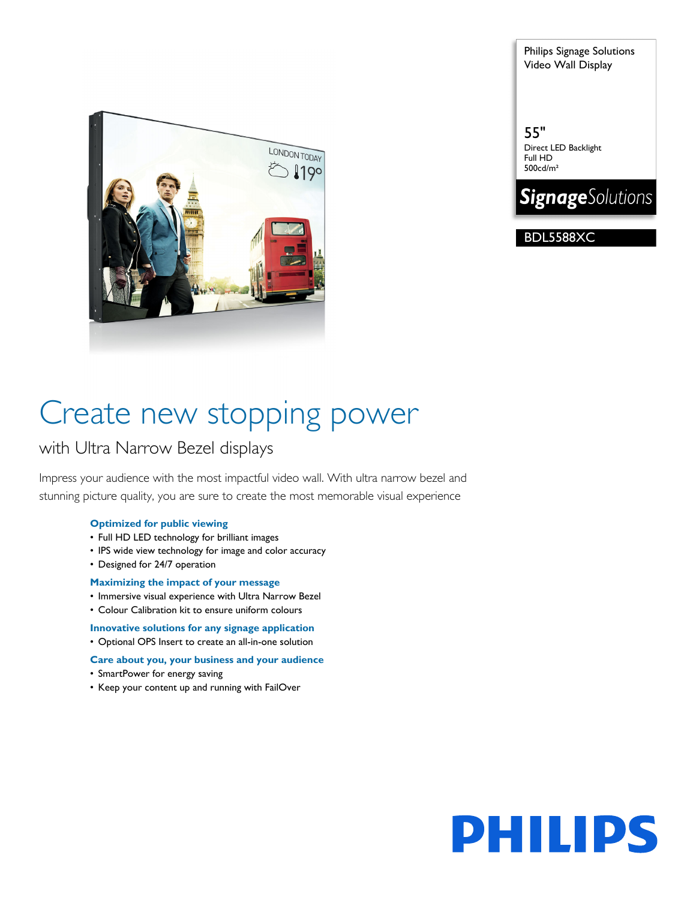Philips Signage Solutions
Video Wall Display

55"
Direct LED Backlight
Full HD
500cd/m²

**Signage**Solutions

BDL5588XC

# Create new stopping power

## with Ultra Narrow Bezel displays

Impress your audience with the most impactful video wall. With ultra narrow bezel and stunning picture quality, you are sure to create the most memorable visual experience

**Optimized for public viewing**
- Full HD LED technology for brilliant images
- IPS wide view technology for image and color accuracy
- Designed for 24/7 operation

**Maximizing the impact of your message**
- Immersive visual experience with Ultra Narrow Bezel
- Colour Calibration kit to ensure uniform colours

**Innovative solutions for any signage application**
- Optional OPS Insert to create an all-in-one solution

**Care about you, your business and your audience**
- SmartPower for energy saving
- Keep your content up and running with FailOver

PHILIPS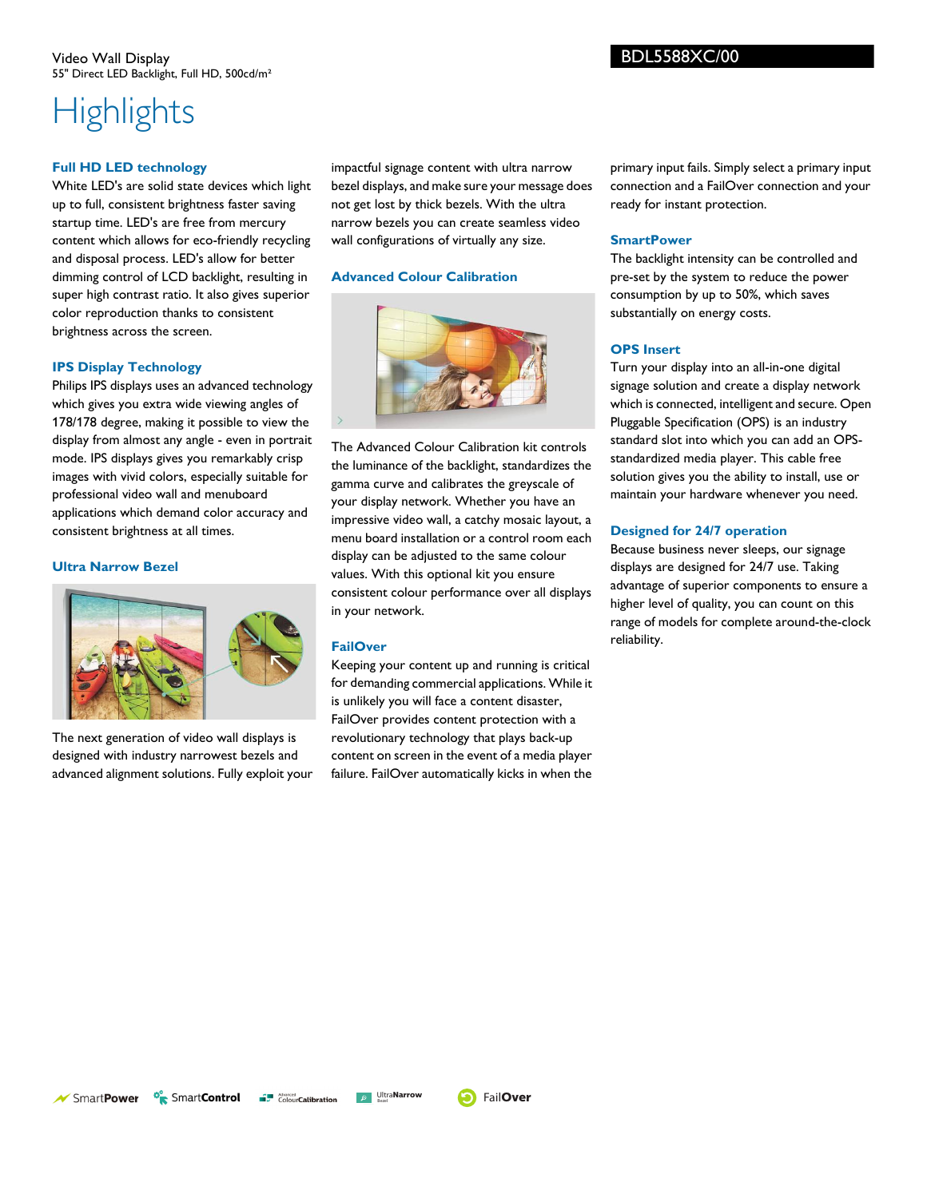Video Wall Display
55" Direct LED Backlight, Full HD, 500cd/m²

BDL5588XC/00

# Highlights

### Full HD LED technology

White LED's are solid state devices which light up to full, consistent brightness faster saving startup time. LED's are free from mercury content which allows for eco-friendly recycling and disposal process. LED's allow for better dimming control of LCD backlight, resulting in super high contrast ratio. It also gives superior color reproduction thanks to consistent brightness across the screen.

### IPS Display Technology

Philips IPS displays uses an advanced technology which gives you extra wide viewing angles of 178/178 degree, making it possible to view the display from almost any angle - even in portrait mode. IPS displays gives you remarkably crisp images with vivid colors, especially suitable for professional video wall and menuboard applications which demand color accuracy and consistent brightness at all times.

### Ultra Narrow Bezel

The next generation of video wall displays is designed with industry narrowest bezels and advanced alignment solutions. Fully exploit your impactful signage content with ultra narrow bezel displays, and make sure your message does not get lost by thick bezels. With the ultra narrow bezels you can create seamless video wall configurations of virtually any size.

### Advanced Colour Calibration

The Advanced Colour Calibration kit controls the luminance of the backlight, standardizes the gamma curve and calibrates the greyscale of your display network. Whether you have an impressive video wall, a catchy mosaic layout, a menu board installation or a control room each display can be adjusted to the same colour values. With this optional kit you ensure consistent colour performance over all displays in your network.

### FailOver

Keeping your content up and running is critical for demanding commercial applications. While it is unlikely you will face a content disaster, FailOver provides content protection with a revolutionary technology that plays back-up content on screen in the event of a media player failure. FailOver automatically kicks in when the primary input fails. Simply select a primary input connection and a FailOver connection and your ready for instant protection.

### SmartPower

The backlight intensity can be controlled and pre-set by the system to reduce the power consumption by up to 50%, which saves substantially on energy costs.

### OPS Insert

Turn your display into an all-in-one digital signage solution and create a display network which is connected, intelligent and secure. Open Pluggable Specification (OPS) is an industry standard slot into which you can add an OPS-standardized media player. This cable free solution gives you the ability to install, use or maintain your hardware whenever you need.

### Designed for 24/7 operation

Because business never sleeps, our signage displays are designed for 24/7 use. Taking advantage of superior components to ensure a higher level of quality, you can count on this range of models for complete around-the-clock reliability.

SmartPower SmartControl Advanced ColourCalibration UltraNarrow Bezel FailOver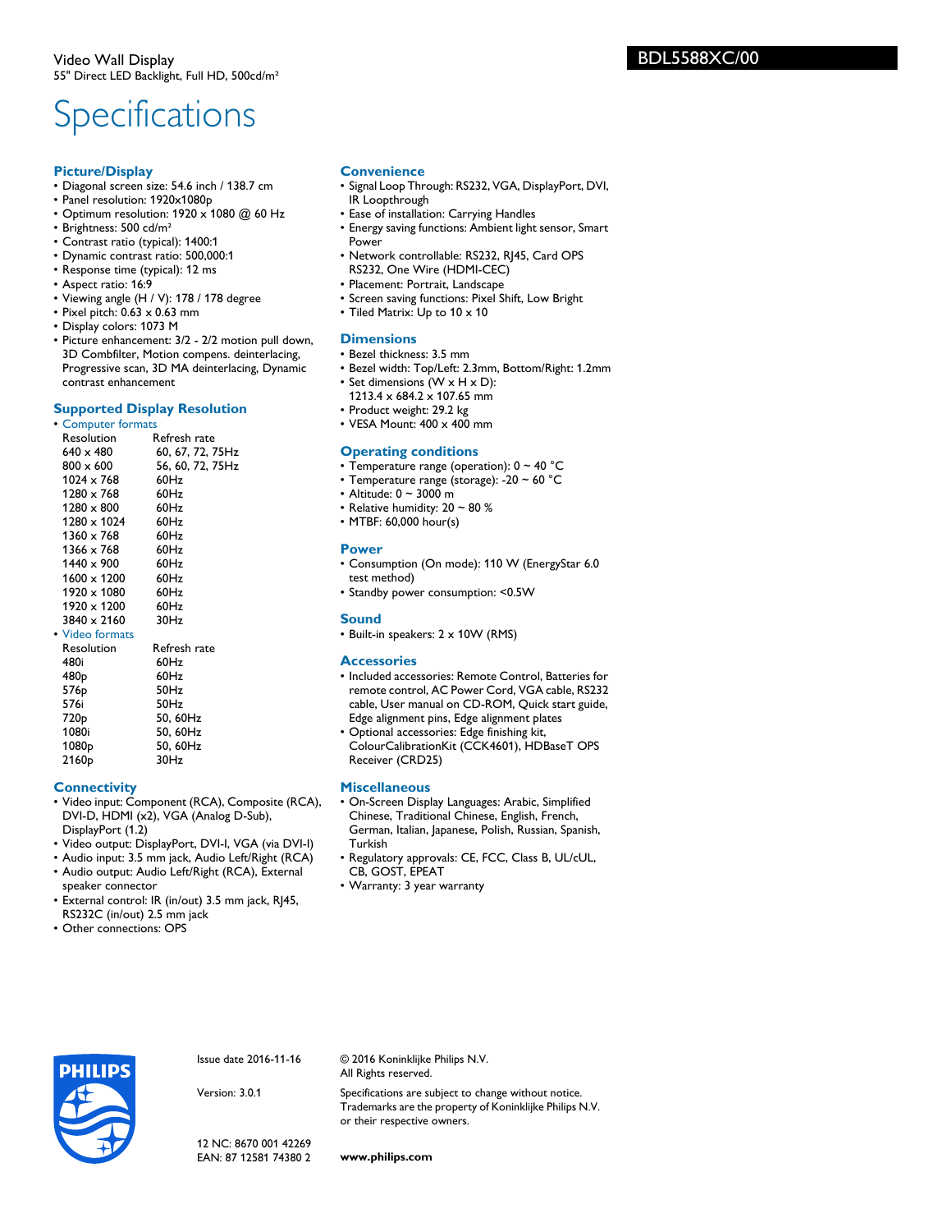Video Wall Display
55" Direct LED Backlight, Full HD, 500cd/m²

BDL5588XC/00

# Specifications

## Picture/Display

- Diagonal screen size: 54.6 inch / 138.7 cm
- Panel resolution: 1920x1080p
- Optimum resolution: 1920 x 1080 @ 60 Hz
- Brightness: 500 cd/m²
- Contrast ratio (typical): 1400:1
- Dynamic contrast ratio: 500,000:1
- Response time (typical): 12 ms
- Aspect ratio: 16:9
- Viewing angle (H / V): 178 / 178 degree
- Pixel pitch: 0.63 x 0.63 mm
- Display colors: 1073 M
- Picture enhancement: 3/2 - 2/2 motion pull down, 3D Combfilter, Motion compens. deinterlacing, Progressive scan, 3D MA deinterlacing, Dynamic contrast enhancement

## Supported Display Resolution

- Computer formats

| Resolution | Refresh rate |
|---|---|
| 640 x 480 | 60, 67, 72, 75Hz |
| 800 x 600 | 56, 60, 72, 75Hz |
| 1024 x 768 | 60Hz |
| 1280 x 768 | 60Hz |
| 1280 x 800 | 60Hz |
| 1280 x 1024 | 60Hz |
| 1360 x 768 | 60Hz |
| 1366 x 768 | 60Hz |
| 1440 x 900 | 60Hz |
| 1600 x 1200 | 60Hz |
| 1920 x 1080 | 60Hz |
| 1920 x 1200 | 60Hz |
| 3840 x 2160 | 30Hz |

- Video formats

| Resolution | Refresh rate |
|---|---|
| 480i | 60Hz |
| 480p | 60Hz |
| 576p | 50Hz |
| 576i | 50Hz |
| 720p | 50, 60Hz |
| 1080i | 50, 60Hz |
| 1080p | 50, 60Hz |
| 2160p | 30Hz |

## Connectivity

- Video input: Component (RCA), Composite (RCA), DVI-D, HDMI (x2), VGA (Analog D-Sub), DisplayPort (1.2)
- Video output: DisplayPort, DVI-I, VGA (via DVI-I)
- Audio input: 3.5 mm jack, Audio Left/Right (RCA)
- Audio output: Audio Left/Right (RCA), External speaker connector
- External control: IR (in/out) 3.5 mm jack, RJ45, RS232C (in/out) 2.5 mm jack
- Other connections: OPS

## Convenience

- Signal Loop Through: RS232, VGA, DisplayPort, DVI, IR Loopthrough
- Ease of installation: Carrying Handles
- Energy saving functions: Ambient light sensor, Smart Power
- Network controllable: RS232, RJ45, Card OPS RS232, One Wire (HDMI-CEC)
- Placement: Portrait, Landscape
- Screen saving functions: Pixel Shift, Low Bright
- Tiled Matrix: Up to 10 x 10

## Dimensions

- Bezel thickness: 3.5 mm
- Bezel width: Top/Left: 2.3mm, Bottom/Right: 1.2mm
- Set dimensions (W x H x D): 1213.4 x 684.2 x 107.65 mm
- Product weight: 29.2 kg
- VESA Mount: 400 x 400 mm

## Operating conditions

- Temperature range (operation): 0 ~ 40 °C
- Temperature range (storage): -20 ~ 60 °C
- Altitude: 0 ~ 3000 m
- Relative humidity: 20 ~ 80 %
- MTBF: 60,000 hour(s)

## Power

- Consumption (On mode): 110 W (EnergyStar 6.0 test method)
- Standby power consumption: <0.5W

## Sound

- Built-in speakers: 2 x 10W (RMS)

## Accessories

- Included accessories: Remote Control, Batteries for remote control, AC Power Cord, VGA cable, RS232 cable, User manual on CD-ROM, Quick start guide, Edge alignment pins, Edge alignment plates
- Optional accessories: Edge finishing kit, ColourCalibrationKit (CCK4601), HDBaseT OPS Receiver (CRD25)

## Miscellaneous

- On-Screen Display Languages: Arabic, Simplified Chinese, Traditional Chinese, English, French, German, Italian, Japanese, Polish, Russian, Spanish, Turkish
- Regulatory approvals: CE, FCC, Class B, UL/cUL, CB, GOST, EPEAT
- Warranty: 3 year warranty

Issue date 2016-11-16

Version: 3.0.1

12 NC: 8670 001 42269
EAN: 87 12581 74380 2

© 2016 Koninklijke Philips N.V.
All Rights reserved.

Specifications are subject to change without notice. Trademarks are the property of Koninklijke Philips N.V. or their respective owners.

**www.philips.com**